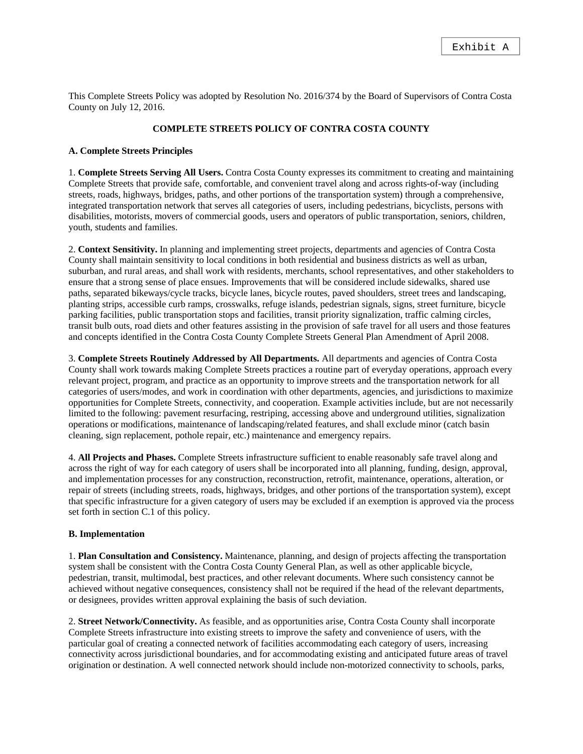Exhibit A

This Complete Streets Policy was adopted by Resolution No. 2016/374 by the Board of Supervisors of Contra Costa County on July 12, 2016.

## COMPLETE STREETS POLICY OF CONTRA COSTA COUNTY

### A. Complete Streets Principles

1. **Complete Streets Serving All Users.** Contra Costa County expresses its commitment to creating and maintaining Complete Streets that provide safe, comfortable, and convenient travel along and across rights-of-way (including streets, roads, highways, bridges, paths, and other portions of the transportation system) through a comprehensive, integrated transportation network that serves all categories of users, including pedestrians, bicyclists, persons with disabilities, motorists, movers of commercial goods, users and operators of public transportation, seniors, children, youth, students and families.

2. **Context Sensitivity.** In planning and implementing street projects, departments and agencies of Contra Costa County shall maintain sensitivity to local conditions in both residential and business districts as well as urban, suburban, and rural areas, and shall work with residents, merchants, school representatives, and other stakeholders to ensure that a strong sense of place ensues. Improvements that will be considered include sidewalks, shared use paths, separated bikeways/cycle tracks, bicycle lanes, bicycle routes, paved shoulders, street trees and landscaping, planting strips, accessible curb ramps, crosswalks, refuge islands, pedestrian signals, signs, street furniture, bicycle parking facilities, public transportation stops and facilities, transit priority signalization, traffic calming circles, transit bulb outs, road diets and other features assisting in the provision of safe travel for all users and those features and concepts identified in the Contra Costa County Complete Streets General Plan Amendment of April 2008.

3. **Complete Streets Routinely Addressed by All Departments.** All departments and agencies of Contra Costa County shall work towards making Complete Streets practices a routine part of everyday operations, approach every relevant project, program, and practice as an opportunity to improve streets and the transportation network for all categories of users/modes, and work in coordination with other departments, agencies, and jurisdictions to maximize opportunities for Complete Streets, connectivity, and cooperation. Example activities include, but are not necessarily limited to the following: pavement resurfacing, restriping, accessing above and underground utilities, signalization operations or modifications, maintenance of landscaping/related features, and shall exclude minor (catch basin cleaning, sign replacement, pothole repair, etc.) maintenance and emergency repairs.

4. **All Projects and Phases.** Complete Streets infrastructure sufficient to enable reasonably safe travel along and across the right of way for each category of users shall be incorporated into all planning, funding, design, approval, and implementation processes for any construction, reconstruction, retrofit, maintenance, operations, alteration, or repair of streets (including streets, roads, highways, bridges, and other portions of the transportation system), except that specific infrastructure for a given category of users may be excluded if an exemption is approved via the process set forth in section C.1 of this policy.

### B. Implementation

1. **Plan Consultation and Consistency.** Maintenance, planning, and design of projects affecting the transportation system shall be consistent with the Contra Costa County General Plan, as well as other applicable bicycle, pedestrian, transit, multimodal, best practices, and other relevant documents. Where such consistency cannot be achieved without negative consequences, consistency shall not be required if the head of the relevant departments, or designees, provides written approval explaining the basis of such deviation.

2. **Street Network/Connectivity.** As feasible, and as opportunities arise, Contra Costa County shall incorporate Complete Streets infrastructure into existing streets to improve the safety and convenience of users, with the particular goal of creating a connected network of facilities accommodating each category of users, increasing connectivity across jurisdictional boundaries, and for accommodating existing and anticipated future areas of travel origination or destination. A well connected network should include non-motorized connectivity to schools, parks,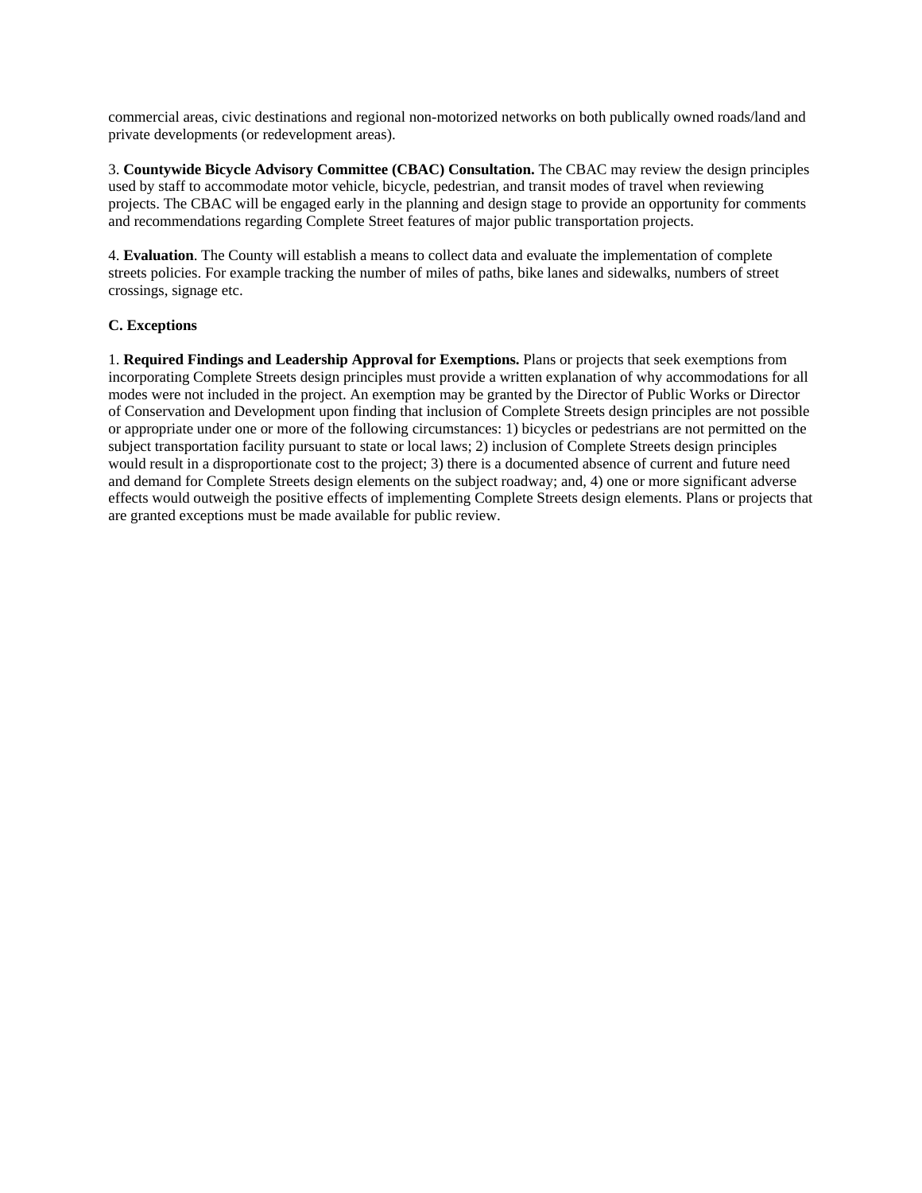commercial areas, civic destinations and regional non-motorized networks on both publically owned roads/land and private developments (or redevelopment areas).

3. **Countywide Bicycle Advisory Committee (CBAC) Consultation.** The CBAC may review the design principles used by staff to accommodate motor vehicle, bicycle, pedestrian, and transit modes of travel when reviewing projects. The CBAC will be engaged early in the planning and design stage to provide an opportunity for comments and recommendations regarding Complete Street features of major public transportation projects.

4. **Evaluation**. The County will establish a means to collect data and evaluate the implementation of complete streets policies. For example tracking the number of miles of paths, bike lanes and sidewalks, numbers of street crossings, signage etc.

**C. Exceptions**

1. **Required Findings and Leadership Approval for Exemptions.** Plans or projects that seek exemptions from incorporating Complete Streets design principles must provide a written explanation of why accommodations for all modes were not included in the project. An exemption may be granted by the Director of Public Works or Director of Conservation and Development upon finding that inclusion of Complete Streets design principles are not possible or appropriate under one or more of the following circumstances: 1) bicycles or pedestrians are not permitted on the subject transportation facility pursuant to state or local laws; 2) inclusion of Complete Streets design principles would result in a disproportionate cost to the project; 3) there is a documented absence of current and future need and demand for Complete Streets design elements on the subject roadway; and, 4) one or more significant adverse effects would outweigh the positive effects of implementing Complete Streets design elements. Plans or projects that are granted exceptions must be made available for public review.